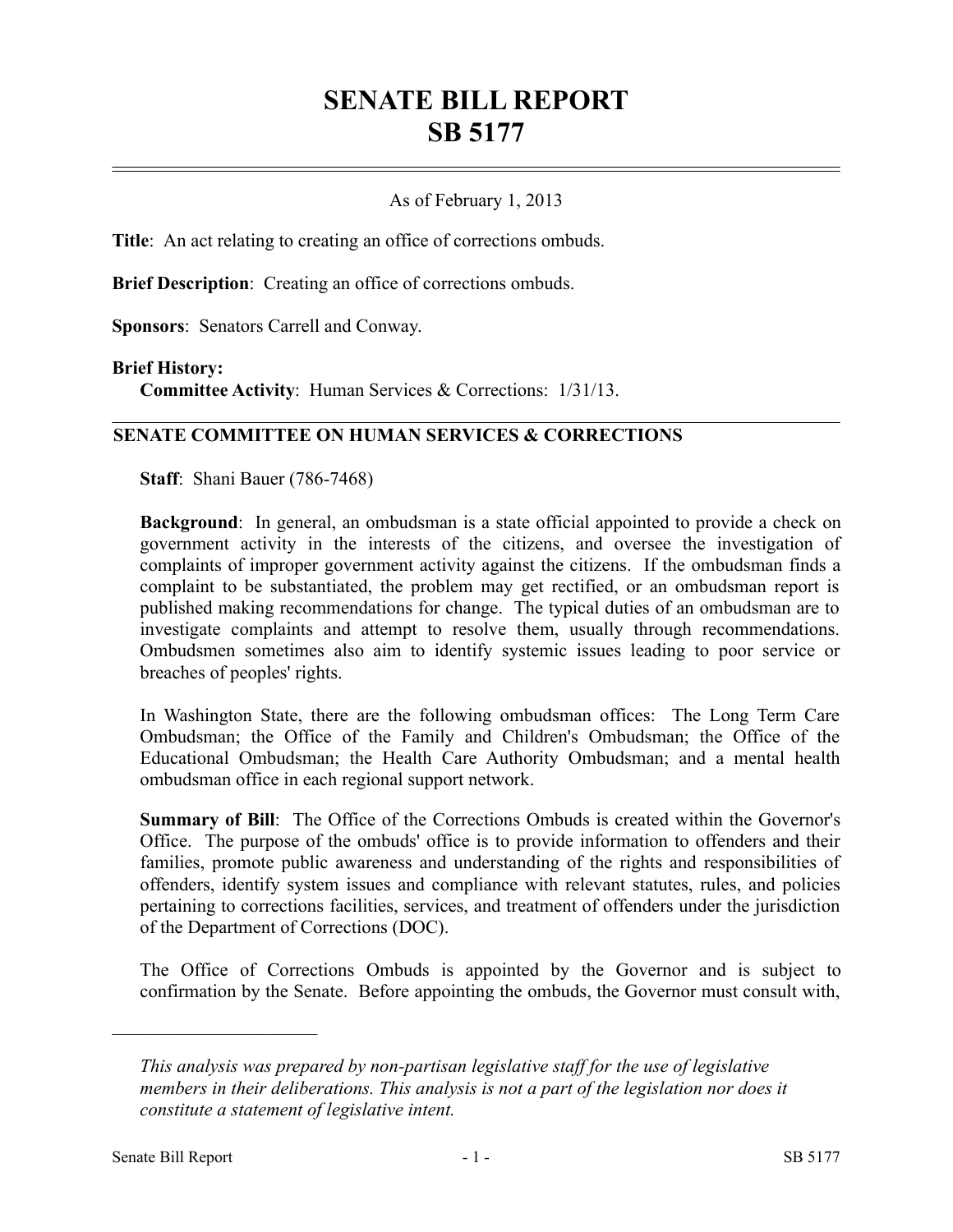# SENATE BILL REPORT
# SB 5177

As of February 1, 2013

**Title**: An act relating to creating an office of corrections ombuds.

**Brief Description**: Creating an office of corrections ombuds.

**Sponsors**: Senators Carrell and Conway.

**Brief History:**

**Committee Activity**: Human Services & Corrections: 1/31/13.

## SENATE COMMITTEE ON HUMAN SERVICES & CORRECTIONS

**Staff**: Shani Bauer (786-7468)

**Background**: In general, an ombudsman is a state official appointed to provide a check on government activity in the interests of the citizens, and oversee the investigation of complaints of improper government activity against the citizens. If the ombudsman finds a complaint to be substantiated, the problem may get rectified, or an ombudsman report is published making recommendations for change. The typical duties of an ombudsman are to investigate complaints and attempt to resolve them, usually through recommendations. Ombudsmen sometimes also aim to identify systemic issues leading to poor service or breaches of peoples' rights.

In Washington State, there are the following ombudsman offices: The Long Term Care Ombudsman; the Office of the Family and Children's Ombudsman; the Office of the Educational Ombudsman; the Health Care Authority Ombudsman; and a mental health ombudsman office in each regional support network.

**Summary of Bill**: The Office of the Corrections Ombuds is created within the Governor's Office. The purpose of the ombuds' office is to provide information to offenders and their families, promote public awareness and understanding of the rights and responsibilities of offenders, identify system issues and compliance with relevant statutes, rules, and policies pertaining to corrections facilities, services, and treatment of offenders under the jurisdiction of the Department of Corrections (DOC).

The Office of Corrections Ombuds is appointed by the Governor and is subject to confirmation by the Senate. Before appointing the ombuds, the Governor must consult with,

---

*This analysis was prepared by non-partisan legislative staff for the use of legislative members in their deliberations. This analysis is not a part of the legislation nor does it constitute a statement of legislative intent.*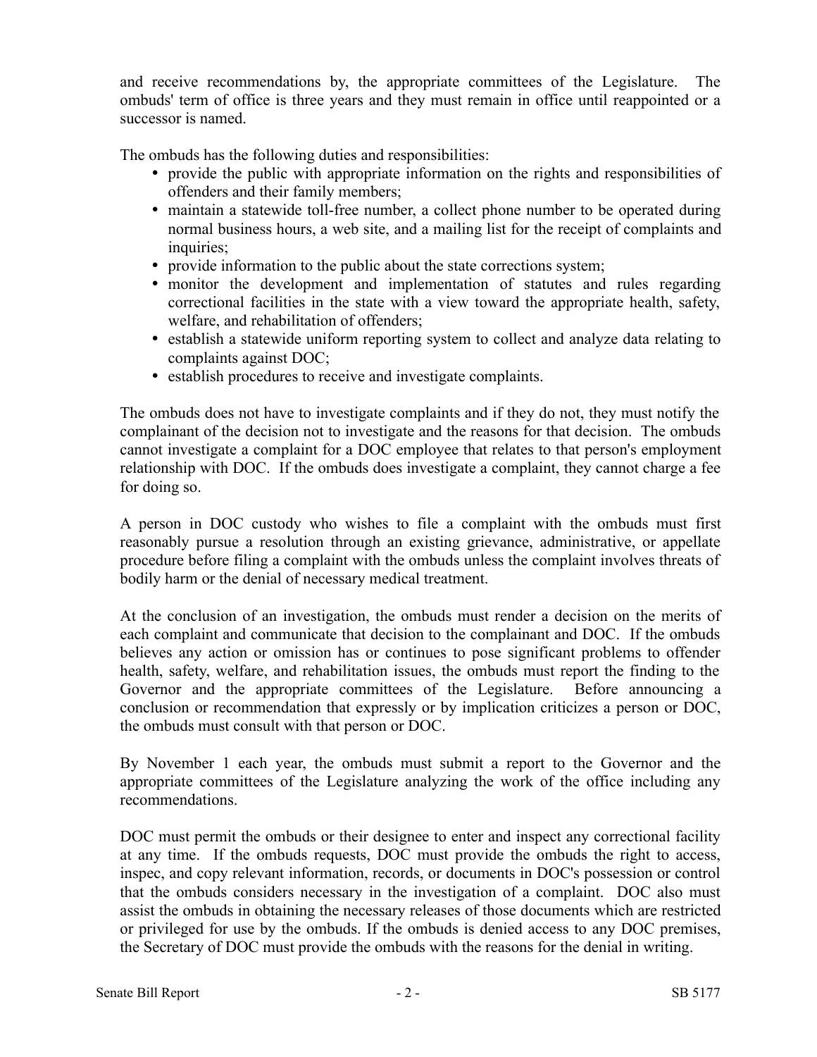and receive recommendations by, the appropriate committees of the Legislature. The ombuds' term of office is three years and they must remain in office until reappointed or a successor is named.

The ombuds has the following duties and responsibilities:

- provide the public with appropriate information on the rights and responsibilities of offenders and their family members;
- maintain a statewide toll-free number, a collect phone number to be operated during normal business hours, a web site, and a mailing list for the receipt of complaints and inquiries;
- provide information to the public about the state corrections system;
- monitor the development and implementation of statutes and rules regarding correctional facilities in the state with a view toward the appropriate health, safety, welfare, and rehabilitation of offenders;
- establish a statewide uniform reporting system to collect and analyze data relating to complaints against DOC;
- establish procedures to receive and investigate complaints.

The ombuds does not have to investigate complaints and if they do not, they must notify the complainant of the decision not to investigate and the reasons for that decision. The ombuds cannot investigate a complaint for a DOC employee that relates to that person's employment relationship with DOC. If the ombuds does investigate a complaint, they cannot charge a fee for doing so.

A person in DOC custody who wishes to file a complaint with the ombuds must first reasonably pursue a resolution through an existing grievance, administrative, or appellate procedure before filing a complaint with the ombuds unless the complaint involves threats of bodily harm or the denial of necessary medical treatment.

At the conclusion of an investigation, the ombuds must render a decision on the merits of each complaint and communicate that decision to the complainant and DOC. If the ombuds believes any action or omission has or continues to pose significant problems to offender health, safety, welfare, and rehabilitation issues, the ombuds must report the finding to the Governor and the appropriate committees of the Legislature. Before announcing a conclusion or recommendation that expressly or by implication criticizes a person or DOC, the ombuds must consult with that person or DOC.

By November 1 each year, the ombuds must submit a report to the Governor and the appropriate committees of the Legislature analyzing the work of the office including any recommendations.

DOC must permit the ombuds or their designee to enter and inspect any correctional facility at any time. If the ombuds requests, DOC must provide the ombuds the right to access, inspec, and copy relevant information, records, or documents in DOC's possession or control that the ombuds considers necessary in the investigation of a complaint. DOC also must assist the ombuds in obtaining the necessary releases of those documents which are restricted or privileged for use by the ombuds. If the ombuds is denied access to any DOC premises, the Secretary of DOC must provide the ombuds with the reasons for the denial in writing.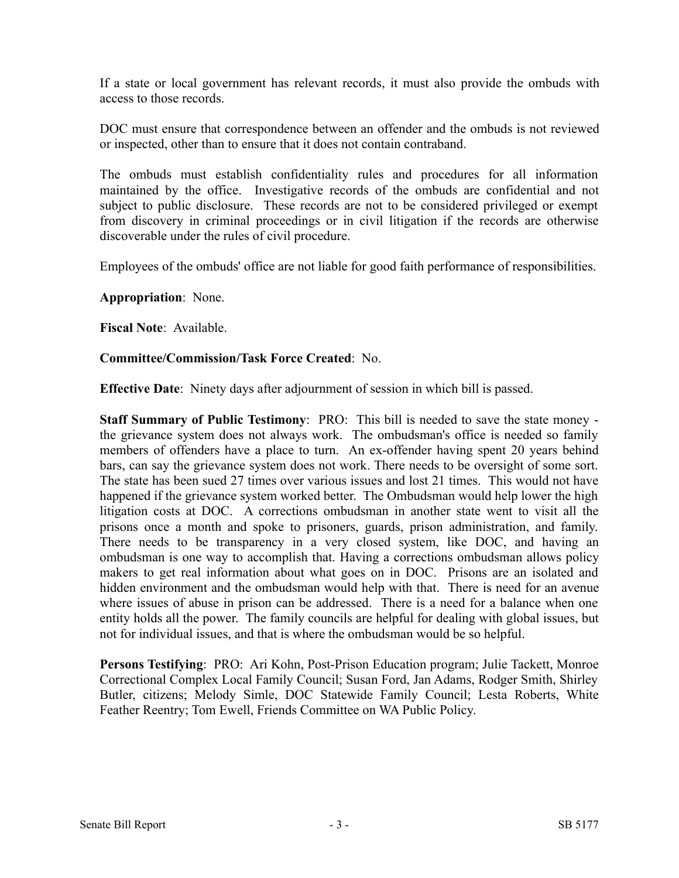If a state or local government has relevant records, it must also provide the ombuds with access to those records.

DOC must ensure that correspondence between an offender and the ombuds is not reviewed or inspected, other than to ensure that it does not contain contraband.

The ombuds must establish confidentiality rules and procedures for all information maintained by the office. Investigative records of the ombuds are confidential and not subject to public disclosure. These records are not to be considered privileged or exempt from discovery in criminal proceedings or in civil litigation if the records are otherwise discoverable under the rules of civil procedure.

Employees of the ombuds' office are not liable for good faith performance of responsibilities.

**Appropriation**: None.

**Fiscal Note**: Available.

**Committee/Commission/Task Force Created**: No.

**Effective Date**: Ninety days after adjournment of session in which bill is passed.

**Staff Summary of Public Testimony**: PRO: This bill is needed to save the state money - the grievance system does not always work. The ombudsman's office is needed so family members of offenders have a place to turn. An ex-offender having spent 20 years behind bars, can say the grievance system does not work. There needs to be oversight of some sort. The state has been sued 27 times over various issues and lost 21 times. This would not have happened if the grievance system worked better. The Ombudsman would help lower the high litigation costs at DOC. A corrections ombudsman in another state went to visit all the prisons once a month and spoke to prisoners, guards, prison administration, and family. There needs to be transparency in a very closed system, like DOC, and having an ombudsman is one way to accomplish that. Having a corrections ombudsman allows policy makers to get real information about what goes on in DOC. Prisons are an isolated and hidden environment and the ombudsman would help with that. There is need for an avenue where issues of abuse in prison can be addressed. There is a need for a balance when one entity holds all the power. The family councils are helpful for dealing with global issues, but not for individual issues, and that is where the ombudsman would be so helpful.

**Persons Testifying**: PRO: Ari Kohn, Post-Prison Education program; Julie Tackett, Monroe Correctional Complex Local Family Council; Susan Ford, Jan Adams, Rodger Smith, Shirley Butler, citizens; Melody Simle, DOC Statewide Family Council; Lesta Roberts, White Feather Reentry; Tom Ewell, Friends Committee on WA Public Policy.